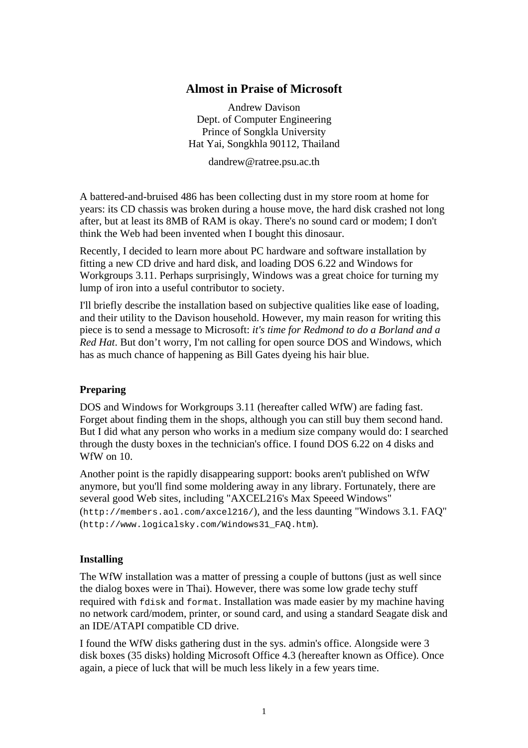# Almost in Praise of Microsoft

Andrew Davison
Dept. of Computer Engineering
Prince of Songkla University
Hat Yai, Songkhla 90112, Thailand

dandrew@ratree.psu.ac.th

A battered-and-bruised 486 has been collecting dust in my store room at home for years: its CD chassis was broken during a house move, the hard disk crashed not long after, but at least its 8MB of RAM is okay. There's no sound card or modem; I don't think the Web had been invented when I bought this dinosaur.

Recently, I decided to learn more about PC hardware and software installation by fitting a new CD drive and hard disk, and loading DOS 6.22 and Windows for Workgroups 3.11. Perhaps surprisingly, Windows was a great choice for turning my lump of iron into a useful contributor to society.

I'll briefly describe the installation based on subjective qualities like ease of loading, and their utility to the Davison household. However, my main reason for writing this piece is to send a message to Microsoft: *it's time for Redmond to do a Borland and a Red Hat*. But don't worry, I'm not calling for open source DOS and Windows, which has as much chance of happening as Bill Gates dyeing his hair blue.

## Preparing

DOS and Windows for Workgroups 3.11 (hereafter called WfW) are fading fast. Forget about finding them in the shops, although you can still buy them second hand. But I did what any person who works in a medium size company would do: I searched through the dusty boxes in the technician's office. I found DOS 6.22 on 4 disks and WfW on 10.

Another point is the rapidly disappearing support: books aren't published on WfW anymore, but you'll find some moldering away in any library. Fortunately, there are several good Web sites, including "AXCEL216's Max Speeed Windows" (`http://members.aol.com/axcel216/`), and the less daunting "Windows 3.1. FAQ" (`http://www.logicalsky.com/Windows31_FAQ.htm`).

## Installing

The WfW installation was a matter of pressing a couple of buttons (just as well since the dialog boxes were in Thai). However, there was some low grade techy stuff required with `fdisk` and `format`. Installation was made easier by my machine having no network card/modem, printer, or sound card, and using a standard Seagate disk and an IDE/ATAPI compatible CD drive.

I found the WfW disks gathering dust in the sys. admin's office. Alongside were 3 disk boxes (35 disks) holding Microsoft Office 4.3 (hereafter known as Office). Once again, a piece of luck that will be much less likely in a few years time.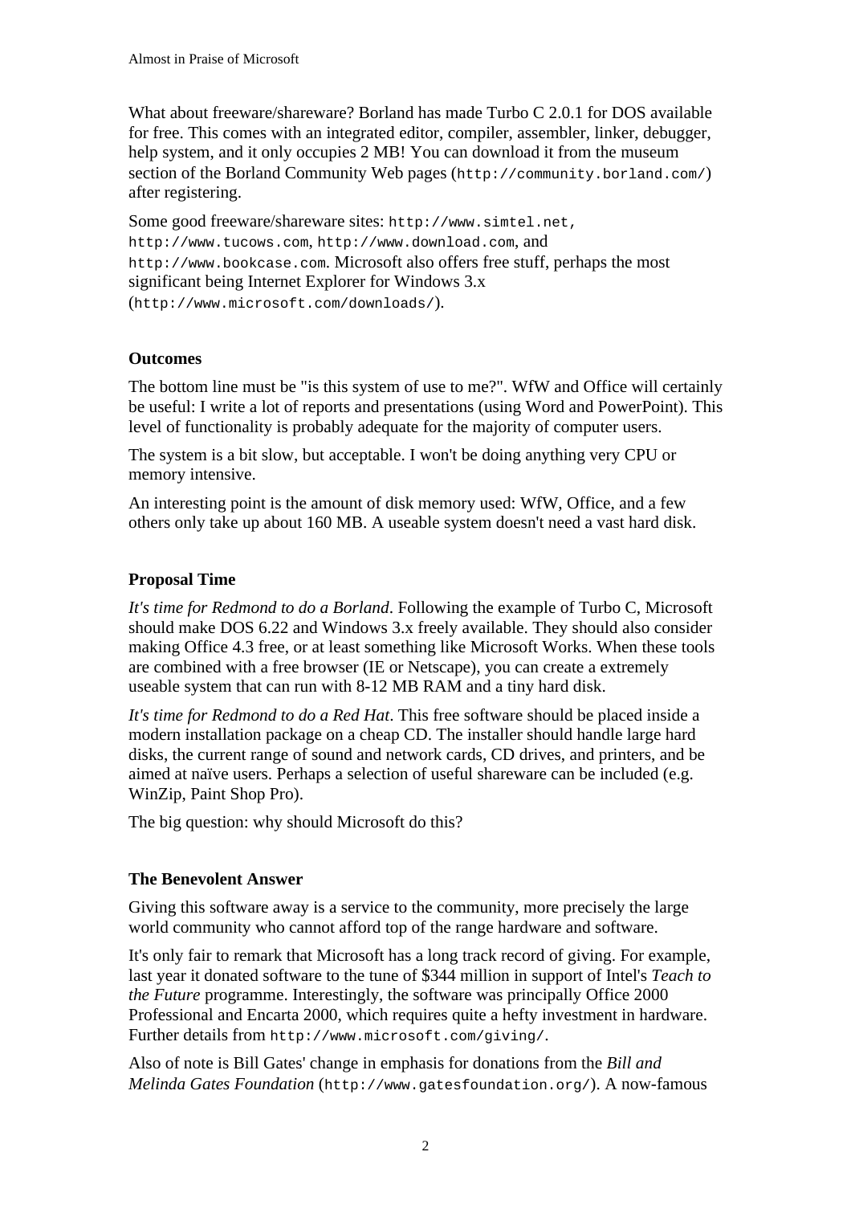What about freeware/shareware? Borland has made Turbo C 2.0.1 for DOS available for free. This comes with an integrated editor, compiler, assembler, linker, debugger, help system, and it only occupies 2 MB! You can download it from the museum section of the Borland Community Web pages (`http://community.borland.com/`) after registering.

Some good freeware/shareware sites: `http://www.simtel.net`, `http://www.tucows.com`, `http://www.download.com`, and `http://www.bookcase.com`. Microsoft also offers free stuff, perhaps the most significant being Internet Explorer for Windows 3.x (`http://www.microsoft.com/downloads/`).

### Outcomes

The bottom line must be "is this system of use to me?". WfW and Office will certainly be useful: I write a lot of reports and presentations (using Word and PowerPoint). This level of functionality is probably adequate for the majority of computer users.

The system is a bit slow, but acceptable. I won't be doing anything very CPU or memory intensive.

An interesting point is the amount of disk memory used: WfW, Office, and a few others only take up about 160 MB. A useable system doesn't need a vast hard disk.

### Proposal Time

*It's time for Redmond to do a Borland*. Following the example of Turbo C, Microsoft should make DOS 6.22 and Windows 3.x freely available. They should also consider making Office 4.3 free, or at least something like Microsoft Works. When these tools are combined with a free browser (IE or Netscape), you can create a extremely useable system that can run with 8-12 MB RAM and a tiny hard disk.

*It's time for Redmond to do a Red Hat*. This free software should be placed inside a modern installation package on a cheap CD. The installer should handle large hard disks, the current range of sound and network cards, CD drives, and printers, and be aimed at naïve users. Perhaps a selection of useful shareware can be included (e.g. WinZip, Paint Shop Pro).

The big question: why should Microsoft do this?

### The Benevolent Answer

Giving this software away is a service to the community, more precisely the large world community who cannot afford top of the range hardware and software.

It's only fair to remark that Microsoft has a long track record of giving. For example, last year it donated software to the tune of $344 million in support of Intel's *Teach to the Future* programme. Interestingly, the software was principally Office 2000 Professional and Encarta 2000, which requires quite a hefty investment in hardware. Further details from `http://www.microsoft.com/giving/`.

Also of note is Bill Gates' change in emphasis for donations from the *Bill and Melinda Gates Foundation* (`http://www.gatesfoundation.org/`). A now-famous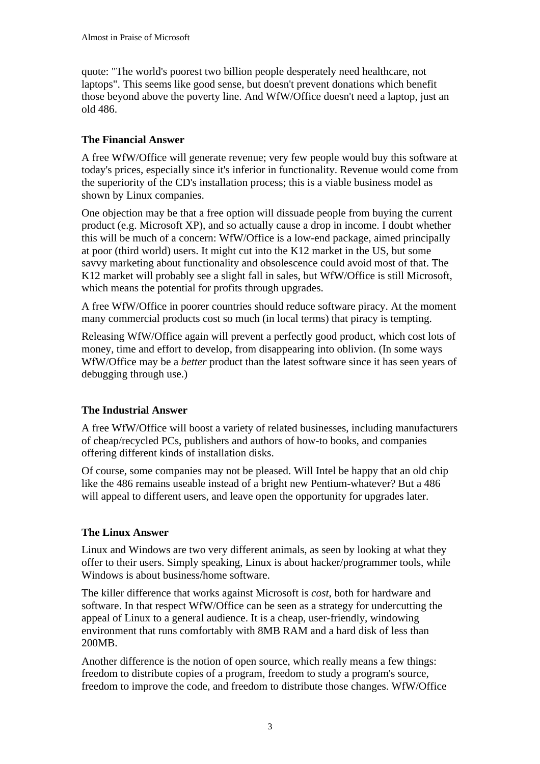quote: "The world's poorest two billion people desperately need healthcare, not laptops". This seems like good sense, but doesn't prevent donations which benefit those beyond above the poverty line. And WfW/Office doesn't need a laptop, just an old 486.

### The Financial Answer

A free WfW/Office will generate revenue; very few people would buy this software at today's prices, especially since it's inferior in functionality. Revenue would come from the superiority of the CD's installation process; this is a viable business model as shown by Linux companies.

One objection may be that a free option will dissuade people from buying the current product (e.g. Microsoft XP), and so actually cause a drop in income. I doubt whether this will be much of a concern: WfW/Office is a low-end package, aimed principally at poor (third world) users. It might cut into the K12 market in the US, but some savvy marketing about functionality and obsolescence could avoid most of that. The K12 market will probably see a slight fall in sales, but WfW/Office is still Microsoft, which means the potential for profits through upgrades.

A free WfW/Office in poorer countries should reduce software piracy. At the moment many commercial products cost so much (in local terms) that piracy is tempting.

Releasing WfW/Office again will prevent a perfectly good product, which cost lots of money, time and effort to develop, from disappearing into oblivion. (In some ways WfW/Office may be a *better* product than the latest software since it has seen years of debugging through use.)

### The Industrial Answer

A free WfW/Office will boost a variety of related businesses, including manufacturers of cheap/recycled PCs, publishers and authors of how-to books, and companies offering different kinds of installation disks.

Of course, some companies may not be pleased. Will Intel be happy that an old chip like the 486 remains useable instead of a bright new Pentium-whatever? But a 486 will appeal to different users, and leave open the opportunity for upgrades later.

### The Linux Answer

Linux and Windows are two very different animals, as seen by looking at what they offer to their users. Simply speaking, Linux is about hacker/programmer tools, while Windows is about business/home software.

The killer difference that works against Microsoft is *cost*, both for hardware and software. In that respect WfW/Office can be seen as a strategy for undercutting the appeal of Linux to a general audience. It is a cheap, user-friendly, windowing environment that runs comfortably with 8MB RAM and a hard disk of less than 200MB.

Another difference is the notion of open source, which really means a few things: freedom to distribute copies of a program, freedom to study a program's source, freedom to improve the code, and freedom to distribute those changes. WfW/Office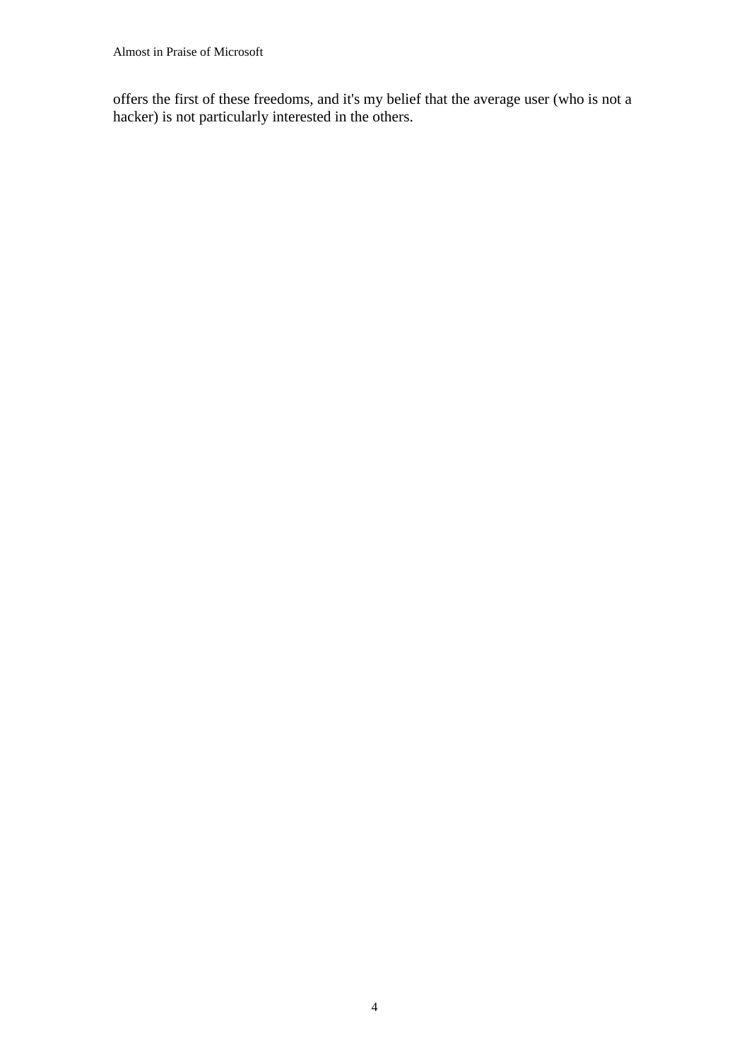offers the first of these freedoms, and it's my belief that the average user (who is not a hacker) is not particularly interested in the others.